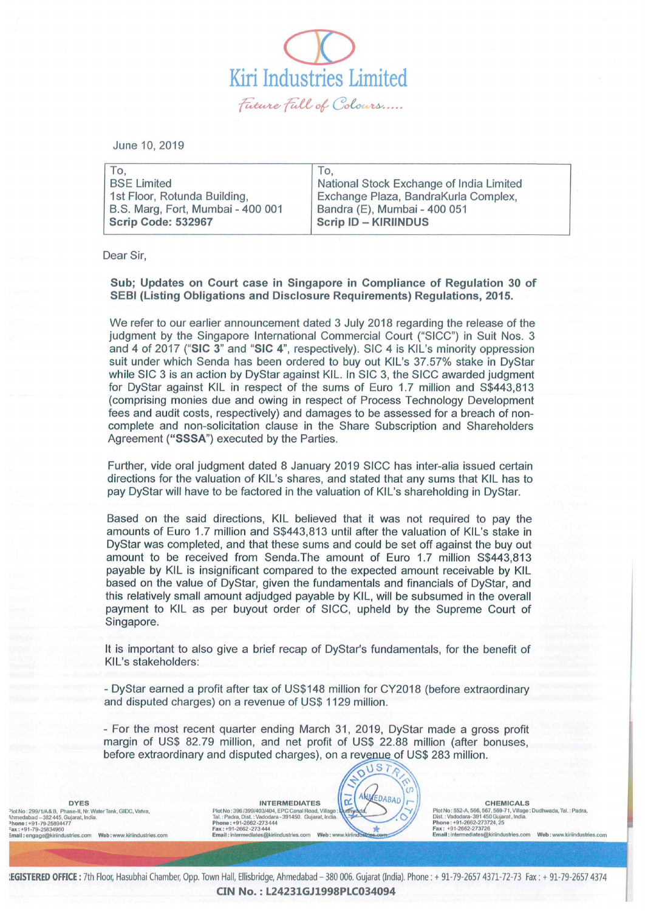# Kiri Industries Limited

*Future Full of Colours.....*

June 10, 2019

| To, | To, |
|---|---|
| BSE Limited | National Stock Exchange of India Limited |
| 1st Floor, Rotunda Building, | Exchange Plaza, BandraKurla Complex, |
| B.S. Marg, Fort, Mumbai - 400 001 | Bandra (E), Mumbai - 400 051 |
| **Scrip Code: 532967** | **Scrip ID – KIRIINDUS** |

Dear Sir,

**Sub; Updates on Court case in Singapore in Compliance of Regulation 30 of SEBI (Listing Obligations and Disclosure Requirements) Regulations, 2015.**

We refer to our earlier announcement dated 3 July 2018 regarding the release of the judgment by the Singapore International Commercial Court ("SICC") in Suit Nos. 3 and 4 of 2017 ("**SIC 3**" and "**SIC 4**", respectively). SIC 4 is KIL's minority oppression suit under which Senda has been ordered to buy out KIL's 37.57% stake in DyStar while SIC 3 is an action by DyStar against KIL. In SIC 3, the SICC awarded judgment for DyStar against KIL in respect of the sums of Euro 1.7 million and S$443,813 (comprising monies due and owing in respect of Process Technology Development fees and audit costs, respectively) and damages to be assessed for a breach of non-complete and non-solicitation clause in the Share Subscription and Shareholders Agreement (**"SSSA"**) executed by the Parties.

Further, vide oral judgment dated 8 January 2019 SICC has inter-alia issued certain directions for the valuation of KIL's shares, and stated that any sums that KIL has to pay DyStar will have to be factored in the valuation of KIL's shareholding in DyStar.

Based on the said directions, KIL believed that it was not required to pay the amounts of Euro 1.7 million and S$443,813 until after the valuation of KIL's stake in DyStar was completed, and that these sums and could be set off against the buy out amount to be received from Senda.The amount of Euro 1.7 million S$443,813 payable by KIL is insignificant compared to the expected amount receivable by KIL based on the value of DyStar, given the fundamentals and financials of DyStar, and this relatively small amount adjudged payable by KIL, will be subsumed in the overall payment to KIL as per buyout order of SICC, upheld by the Supreme Court of Singapore.

It is important to also give a brief recap of DyStar's fundamentals, for the benefit of KIL's stakeholders:

- DyStar earned a profit after tax of US$148 million for CY2018 (before extraordinary and disputed charges) on a revenue of US$ 1129 million.

- For the most recent quarter ending March 31, 2019, DyStar made a gross profit margin of US$ 82.79 million, and net profit of US$ 22.88 million (after bonuses, before extraordinary and disputed charges), on a revenue of US$ 283 million.

**DYES**
Plot No : 299/1/A & B, Phase-II, Nr. Water Tank, GIDC, Vatva, Ahmedabad – 382 445, Gujarat, India.
Phone : +91-79-25894477
Fax : +91-79-25834960
Email : engage@kiriindustries.com Web : www.kiriindustries.com

**INTERMEDIATES**
Plot No : 396/399/403/404, EPC Canal Road, Village : Dudhwada, Tal. : Padra, Dist. : Vadodara - 391450. Gujarat, India.
Phone : +91-2662-273 444
Fax : +91-2662-273 444
Email : intermediates@kiriindustries.com Web : www.kiriindustries.com

**CHEMICALS**
Plot No : 552-A, 566, 567, 569-71, Village : Dudhwada, Tal. : Padra, Dist. : Vadodara- 391 450 Gujarat, India.
Phone : +91-2662-273724, 25
Fax : +91-2662-273726
Email : intermediates@kiriindustries.com Web : www.kiriindustries.com

**REGISTERED OFFICE :** 7th Floor, Hasubhai Chamber, Opp. Town Hall, Ellisbridge, Ahmedabad – 380 006. Gujarat (India). Phone : + 91-79-2657 4371-72-73 Fax : + 91-79-2657 4374

**CIN No. : L24231GJ1998PLC034094**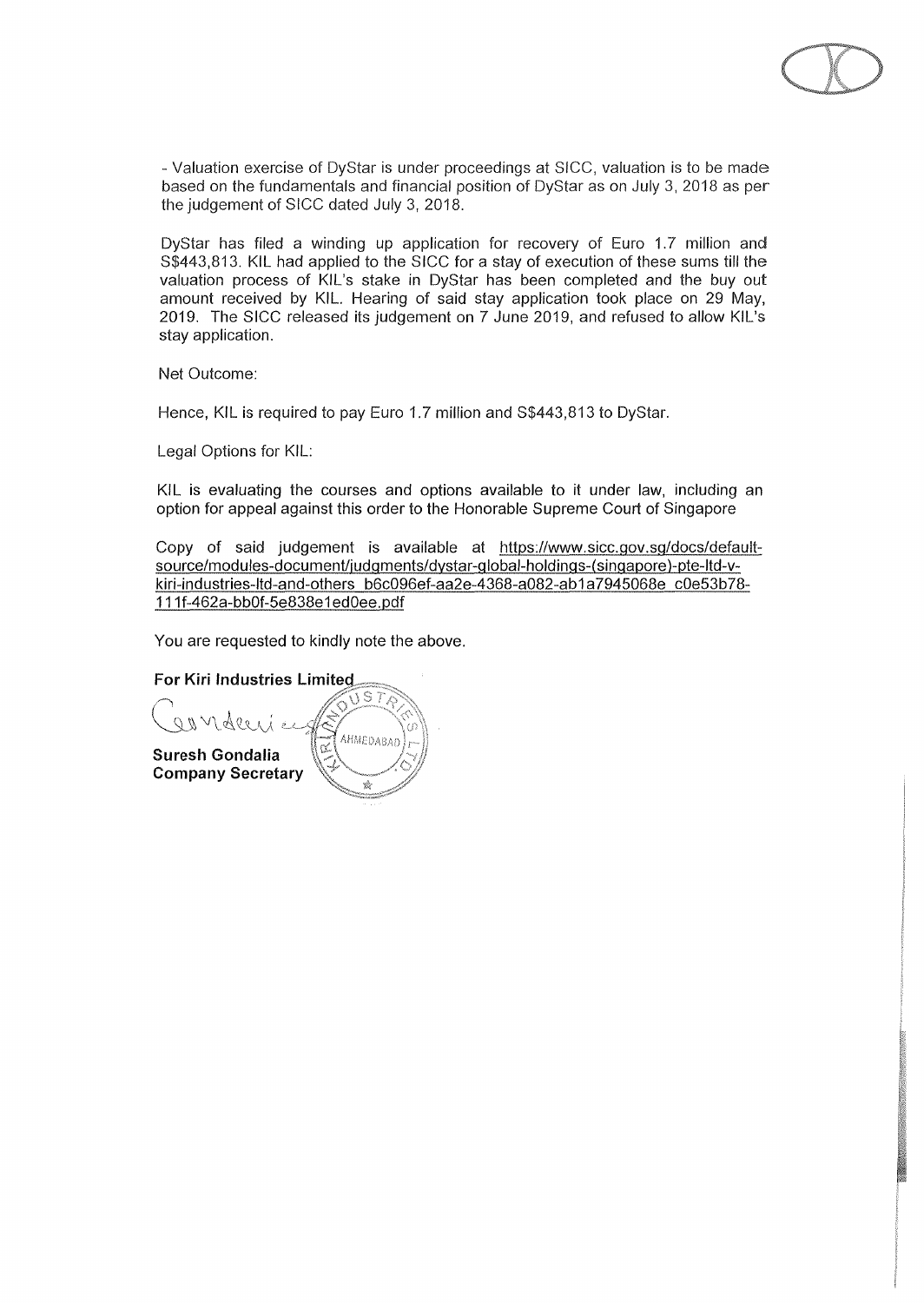- Valuation exercise of DyStar is under proceedings at SICC, valuation is to be made based on the fundamentals and financial position of DyStar as on July 3, 2018 as per the judgement of SICC dated July 3, 2018.

DyStar has filed a winding up application for recovery of Euro 1.7 million and S$443,813. KIL had applied to the SICC for a stay of execution of these sums till the valuation process of KIL's stake in DyStar has been completed and the buy out amount received by KIL. Hearing of said stay application took place on 29 May, 2019. The SICC released its judgement on 7 June 2019, and refused to allow KIL's stay application.

Net Outcome:

Hence, KIL is required to pay Euro 1.7 million and S$443,813 to DyStar.

Legal Options for KIL:

KIL is evaluating the courses and options available to it under law, including an option for appeal against this order to the Honorable Supreme Court of Singapore

Copy of said judgement is available at https://www.sicc.gov.sg/docs/default-source/modules-document/judgments/dystar-global-holdings-(singapore)-pte-ltd-v-kiri-industries-ltd-and-others_b6c096ef-aa2e-4368-a082-ab1a7945068e_c0e53b78-111f-462a-bb0f-5e838e1ed0ee.pdf

You are requested to kindly note the above.

**For Kiri Industries Limited**

**Suresh Gondalia**
**Company Secretary**